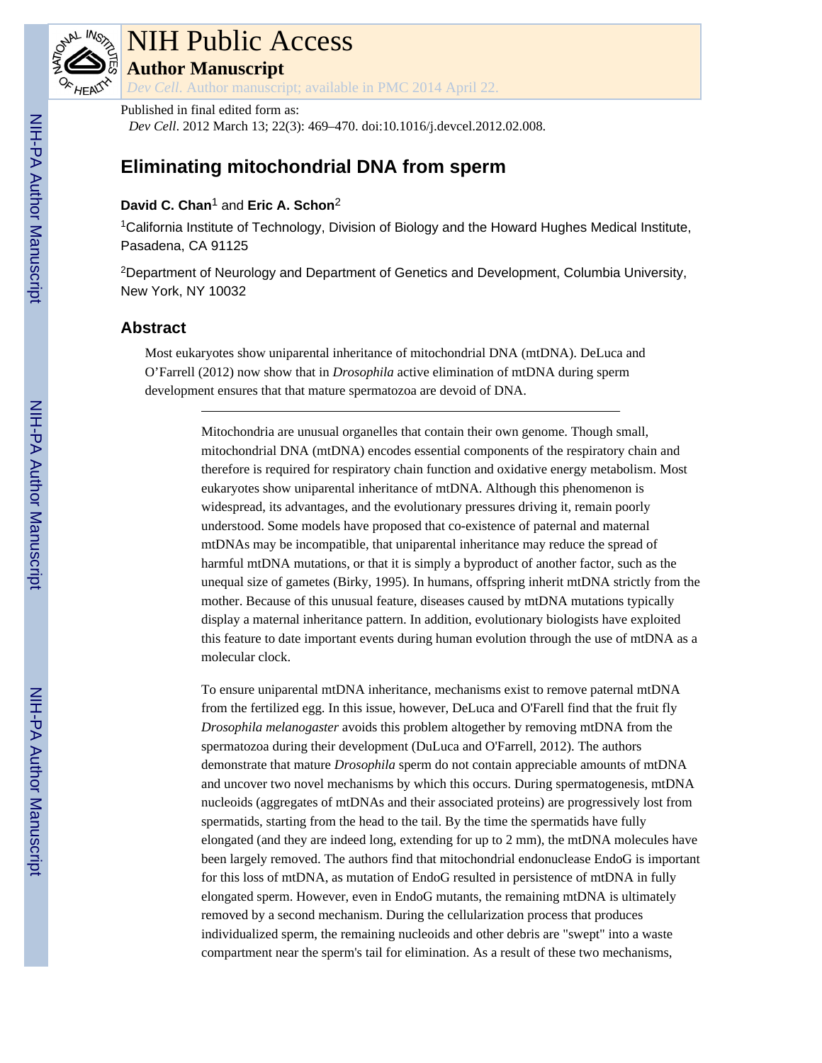# NIH Public Access

## Author Manuscript

*Dev Cell*. Author manuscript; available in PMC 2014 April 22.

Published in final edited form as:

*Dev Cell*. 2012 March 13; 22(3): 469–470. doi:10.1016/j.devcel.2012.02.008.

# Eliminating mitochondrial DNA from sperm

**David C. Chan**[1] and **Eric A. Schon**[2]

[1]California Institute of Technology, Division of Biology and the Howard Hughes Medical Institute, Pasadena, CA 91125

[2]Department of Neurology and Department of Genetics and Development, Columbia University, New York, NY 10032

## Abstract

Most eukaryotes show uniparental inheritance of mitochondrial DNA (mtDNA). DeLuca and O'Farrell (2012) now show that in *Drosophila* active elimination of mtDNA during sperm development ensures that that mature spermatozoa are devoid of DNA.

---

Mitochondria are unusual organelles that contain their own genome. Though small, mitochondrial DNA (mtDNA) encodes essential components of the respiratory chain and therefore is required for respiratory chain function and oxidative energy metabolism. Most eukaryotes show uniparental inheritance of mtDNA. Although this phenomenon is widespread, its advantages, and the evolutionary pressures driving it, remain poorly understood. Some models have proposed that co-existence of paternal and maternal mtDNAs may be incompatible, that uniparental inheritance may reduce the spread of harmful mtDNA mutations, or that it is simply a byproduct of another factor, such as the unequal size of gametes (Birky, 1995). In humans, offspring inherit mtDNA strictly from the mother. Because of this unusual feature, diseases caused by mtDNA mutations typically display a maternal inheritance pattern. In addition, evolutionary biologists have exploited this feature to date important events during human evolution through the use of mtDNA as a molecular clock.

To ensure uniparental mtDNA inheritance, mechanisms exist to remove paternal mtDNA from the fertilized egg. In this issue, however, DeLuca and O'Farell find that the fruit fly *Drosophila melanogaster* avoids this problem altogether by removing mtDNA from the spermatozoa during their development (DuLuca and O'Farrell, 2012). The authors demonstrate that mature *Drosophila* sperm do not contain appreciable amounts of mtDNA and uncover two novel mechanisms by which this occurs. During spermatogenesis, mtDNA nucleoids (aggregates of mtDNAs and their associated proteins) are progressively lost from spermatids, starting from the head to the tail. By the time the spermatids have fully elongated (and they are indeed long, extending for up to 2 mm), the mtDNA molecules have been largely removed. The authors find that mitochondrial endonuclease EndoG is important for this loss of mtDNA, as mutation of EndoG resulted in persistence of mtDNA in fully elongated sperm. However, even in EndoG mutants, the remaining mtDNA is ultimately removed by a second mechanism. During the cellularization process that produces individualized sperm, the remaining nucleoids and other debris are "swept" into a waste compartment near the sperm's tail for elimination. As a result of these two mechanisms,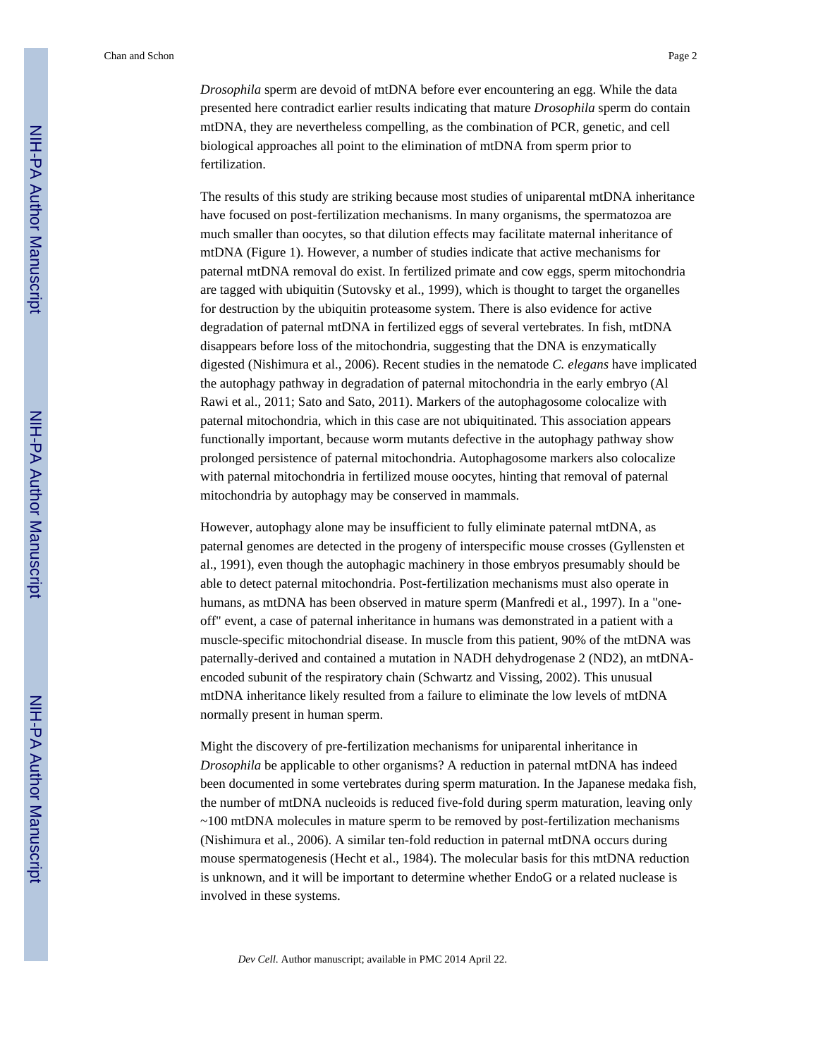*Drosophila* sperm are devoid of mtDNA before ever encountering an egg. While the data presented here contradict earlier results indicating that mature *Drosophila* sperm do contain mtDNA, they are nevertheless compelling, as the combination of PCR, genetic, and cell biological approaches all point to the elimination of mtDNA from sperm prior to fertilization.

The results of this study are striking because most studies of uniparental mtDNA inheritance have focused on post-fertilization mechanisms. In many organisms, the spermatozoa are much smaller than oocytes, so that dilution effects may facilitate maternal inheritance of mtDNA (Figure 1). However, a number of studies indicate that active mechanisms for paternal mtDNA removal do exist. In fertilized primate and cow eggs, sperm mitochondria are tagged with ubiquitin (Sutovsky et al., 1999), which is thought to target the organelles for destruction by the ubiquitin proteasome system. There is also evidence for active degradation of paternal mtDNA in fertilized eggs of several vertebrates. In fish, mtDNA disappears before loss of the mitochondria, suggesting that the DNA is enzymatically digested (Nishimura et al., 2006). Recent studies in the nematode *C. elegans* have implicated the autophagy pathway in degradation of paternal mitochondria in the early embryo (Al Rawi et al., 2011; Sato and Sato, 2011). Markers of the autophagosome colocalize with paternal mitochondria, which in this case are not ubiquitinated. This association appears functionally important, because worm mutants defective in the autophagy pathway show prolonged persistence of paternal mitochondria. Autophagosome markers also colocalize with paternal mitochondria in fertilized mouse oocytes, hinting that removal of paternal mitochondria by autophagy may be conserved in mammals.

However, autophagy alone may be insufficient to fully eliminate paternal mtDNA, as paternal genomes are detected in the progeny of interspecific mouse crosses (Gyllensten et al., 1991), even though the autophagic machinery in those embryos presumably should be able to detect paternal mitochondria. Post-fertilization mechanisms must also operate in humans, as mtDNA has been observed in mature sperm (Manfredi et al., 1997). In a "one-off" event, a case of paternal inheritance in humans was demonstrated in a patient with a muscle-specific mitochondrial disease. In muscle from this patient, 90% of the mtDNA was paternally-derived and contained a mutation in NADH dehydrogenase 2 (ND2), an mtDNA-encoded subunit of the respiratory chain (Schwartz and Vissing, 2002). This unusual mtDNA inheritance likely resulted from a failure to eliminate the low levels of mtDNA normally present in human sperm.

Might the discovery of pre-fertilization mechanisms for uniparental inheritance in *Drosophila* be applicable to other organisms? A reduction in paternal mtDNA has indeed been documented in some vertebrates during sperm maturation. In the Japanese medaka fish, the number of mtDNA nucleoids is reduced five-fold during sperm maturation, leaving only ~100 mtDNA molecules in mature sperm to be removed by post-fertilization mechanisms (Nishimura et al., 2006). A similar ten-fold reduction in paternal mtDNA occurs during mouse spermatogenesis (Hecht et al., 1984). The molecular basis for this mtDNA reduction is unknown, and it will be important to determine whether EndoG or a related nuclease is involved in these systems.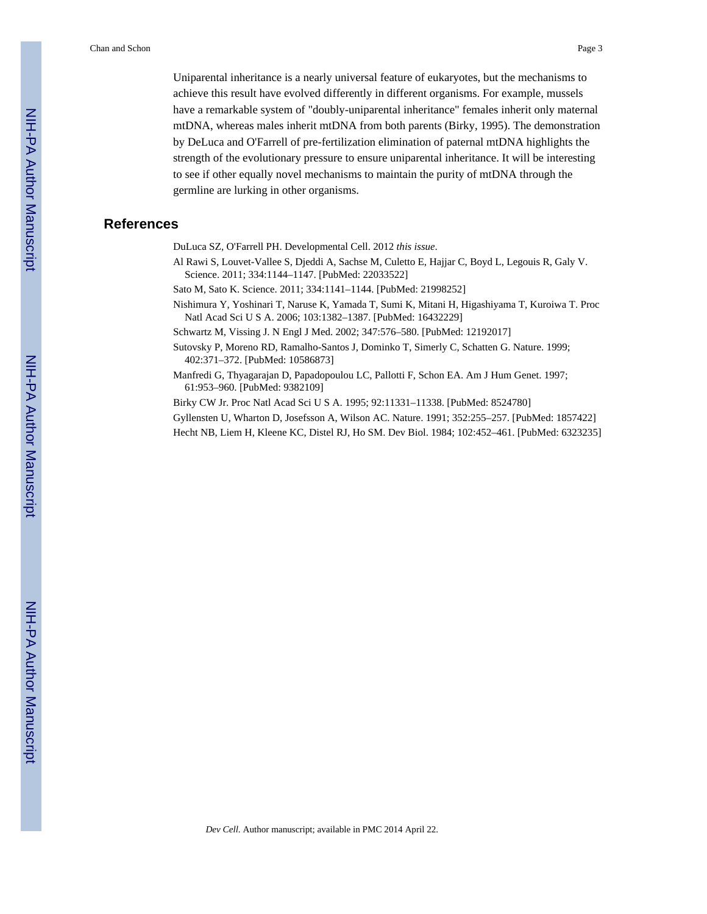Uniparental inheritance is a nearly universal feature of eukaryotes, but the mechanisms to achieve this result have evolved differently in different organisms. For example, mussels have a remarkable system of "doubly-uniparental inheritance" females inherit only maternal mtDNA, whereas males inherit mtDNA from both parents (Birky, 1995). The demonstration by DeLuca and O'Farrell of pre-fertilization elimination of paternal mtDNA highlights the strength of the evolutionary pressure to ensure uniparental inheritance. It will be interesting to see if other equally novel mechanisms to maintain the purity of mtDNA through the germline are lurking in other organisms.

## References

DuLuca SZ, O'Farrell PH. Developmental Cell. 2012 *this issue*.

Al Rawi S, Louvet-Vallee S, Djeddi A, Sachse M, Culetto E, Hajjar C, Boyd L, Legouis R, Galy V. Science. 2011; 334:1144–1147. [PubMed: 22033522]

Sato M, Sato K. Science. 2011; 334:1141–1144. [PubMed: 21998252]

Nishimura Y, Yoshinari T, Naruse K, Yamada T, Sumi K, Mitani H, Higashiyama T, Kuroiwa T. Proc Natl Acad Sci U S A. 2006; 103:1382–1387. [PubMed: 16432229]

Schwartz M, Vissing J. N Engl J Med. 2002; 347:576–580. [PubMed: 12192017]

Sutovsky P, Moreno RD, Ramalho-Santos J, Dominko T, Simerly C, Schatten G. Nature. 1999; 402:371–372. [PubMed: 10586873]

Manfredi G, Thyagarajan D, Papadopoulou LC, Pallotti F, Schon EA. Am J Hum Genet. 1997; 61:953–960. [PubMed: 9382109]

Birky CW Jr. Proc Natl Acad Sci U S A. 1995; 92:11331–11338. [PubMed: 8524780]

Gyllensten U, Wharton D, Josefsson A, Wilson AC. Nature. 1991; 352:255–257. [PubMed: 1857422]

Hecht NB, Liem H, Kleene KC, Distel RJ, Ho SM. Dev Biol. 1984; 102:452–461. [PubMed: 6323235]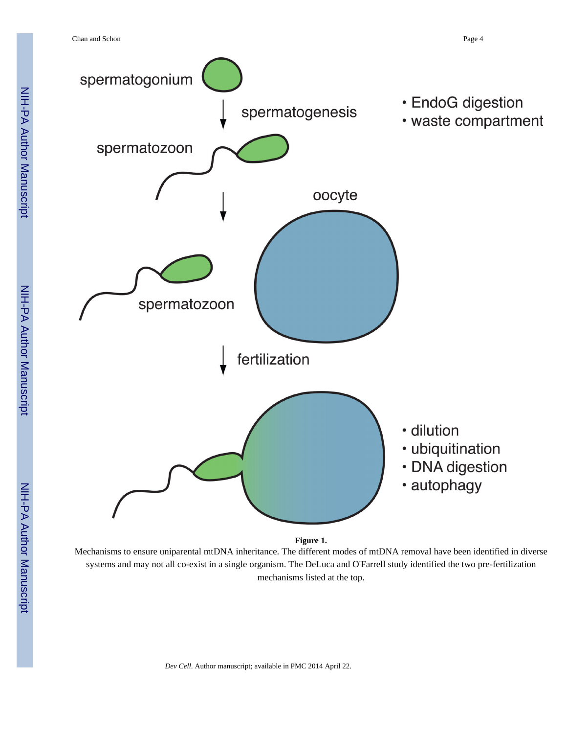spermatogonium

spermatogenesis

- EndoG digestion
- waste compartment

spermatozoon

oocyte

spermatozoon

fertilization

- dilution
- ubiquitination
- DNA digestion
- autophagy

**Figure 1.**

Mechanisms to ensure uniparental mtDNA inheritance. The different modes of mtDNA removal have been identified in diverse systems and may not all co-exist in a single organism. The DeLuca and O'Farrell study identified the two pre-fertilization mechanisms listed at the top.